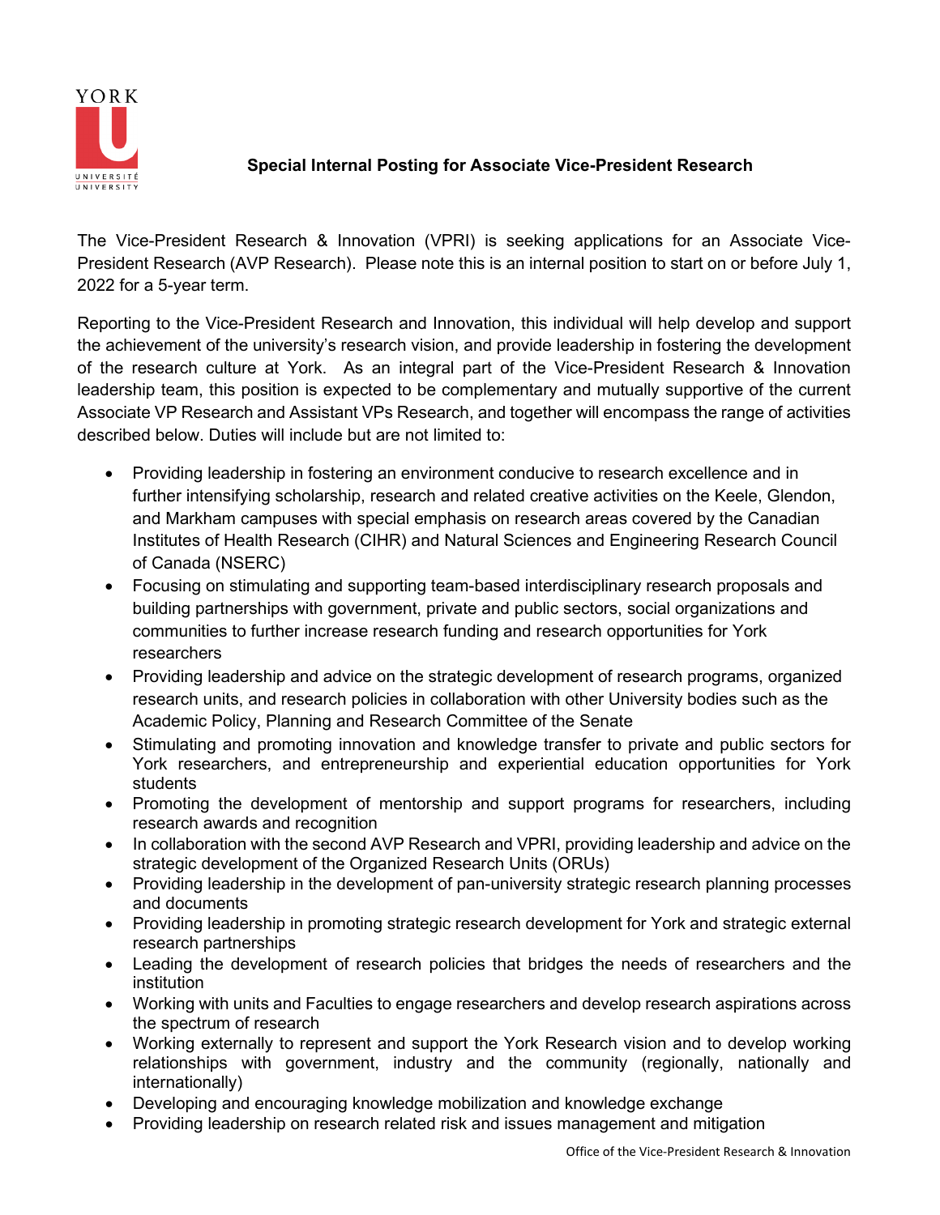**Special Internal Posting for Associate Vice-President Research**

The Vice-President Research & Innovation (VPRI) is seeking applications for an Associate Vice-President Research (AVP Research). Please note this is an internal position to start on or before July 1, 2022 for a 5-year term.

Reporting to the Vice-President Research and Innovation, this individual will help develop and support the achievement of the university's research vision, and provide leadership in fostering the development of the research culture at York. As an integral part of the Vice-President Research & Innovation leadership team, this position is expected to be complementary and mutually supportive of the current Associate VP Research and Assistant VPs Research, and together will encompass the range of activities described below. Duties will include but are not limited to:

- Providing leadership in fostering an environment conducive to research excellence and in further intensifying scholarship, research and related creative activities on the Keele, Glendon, and Markham campuses with special emphasis on research areas covered by the Canadian Institutes of Health Research (CIHR) and Natural Sciences and Engineering Research Council of Canada (NSERC)
- Focusing on stimulating and supporting team-based interdisciplinary research proposals and building partnerships with government, private and public sectors, social organizations and communities to further increase research funding and research opportunities for York researchers
- Providing leadership and advice on the strategic development of research programs, organized research units, and research policies in collaboration with other University bodies such as the Academic Policy, Planning and Research Committee of the Senate
- Stimulating and promoting innovation and knowledge transfer to private and public sectors for York researchers, and entrepreneurship and experiential education opportunities for York students
- Promoting the development of mentorship and support programs for researchers, including research awards and recognition
- In collaboration with the second AVP Research and VPRI, providing leadership and advice on the strategic development of the Organized Research Units (ORUs)
- Providing leadership in the development of pan-university strategic research planning processes and documents
- Providing leadership in promoting strategic research development for York and strategic external research partnerships
- Leading the development of research policies that bridges the needs of researchers and the institution
- Working with units and Faculties to engage researchers and develop research aspirations across the spectrum of research
- Working externally to represent and support the York Research vision and to develop working relationships with government, industry and the community (regionally, nationally and internationally)
- Developing and encouraging knowledge mobilization and knowledge exchange
- Providing leadership on research related risk and issues management and mitigation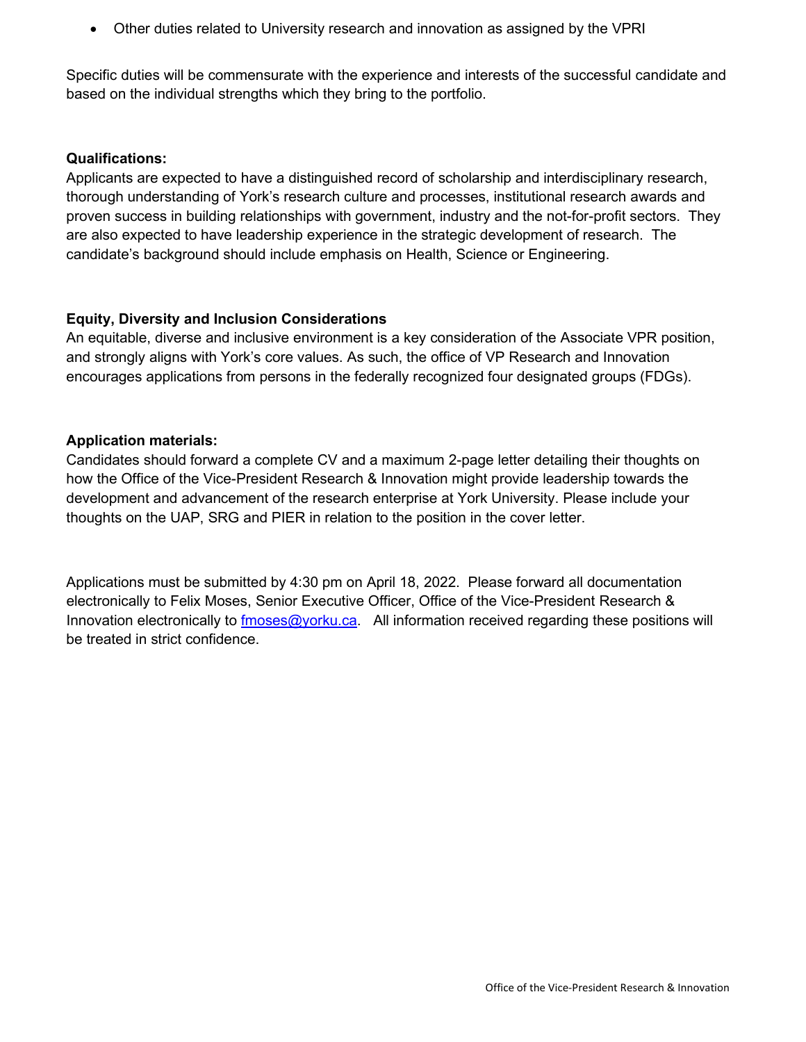- Other duties related to University research and innovation as assigned by the VPRI

Specific duties will be commensurate with the experience and interests of the successful candidate and based on the individual strengths which they bring to the portfolio.

**Qualifications:**

Applicants are expected to have a distinguished record of scholarship and interdisciplinary research, thorough understanding of York's research culture and processes, institutional research awards and proven success in building relationships with government, industry and the not-for-profit sectors. They are also expected to have leadership experience in the strategic development of research. The candidate's background should include emphasis on Health, Science or Engineering.

**Equity, Diversity and Inclusion Considerations**

An equitable, diverse and inclusive environment is a key consideration of the Associate VPR position, and strongly aligns with York's core values. As such, the office of VP Research and Innovation encourages applications from persons in the federally recognized four designated groups (FDGs).

**Application materials:**

Candidates should forward a complete CV and a maximum 2-page letter detailing their thoughts on how the Office of the Vice-President Research & Innovation might provide leadership towards the development and advancement of the research enterprise at York University. Please include your thoughts on the UAP, SRG and PIER in relation to the position in the cover letter.

Applications must be submitted by 4:30 pm on April 18, 2022. Please forward all documentation electronically to Felix Moses, Senior Executive Officer, Office of the Vice-President Research & Innovation electronically to fmoses@yorku.ca. All information received regarding these positions will be treated in strict confidence.